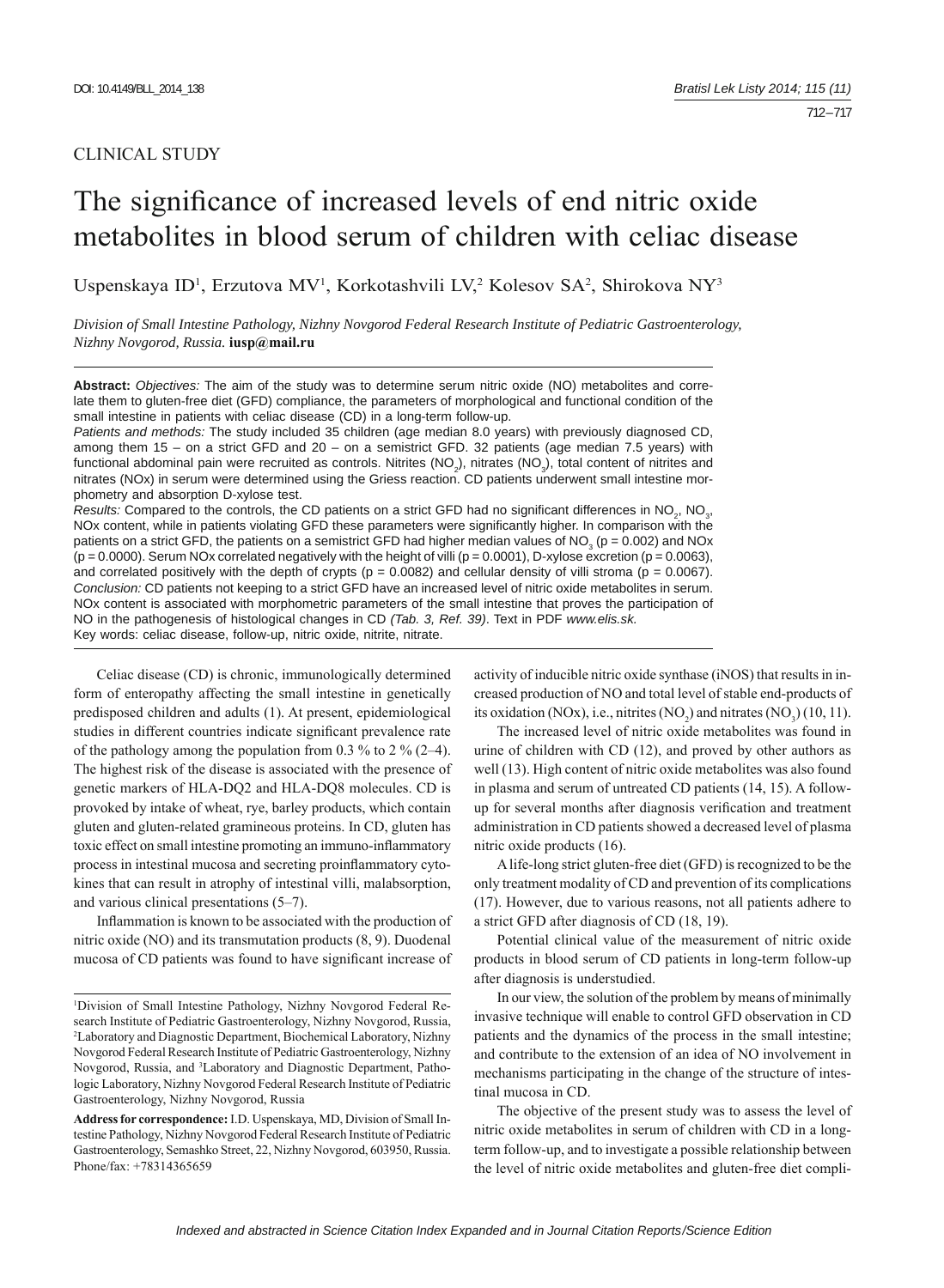CLINICAL STUDY

# The significance of increased levels of end nitric oxide metabolites in blood serum of children with celiac disease

Uspenskaya ID[1], Erzutova MV[1], Korkotashvili LV,[2] Kolesov SA[2], Shirokova NY[3]

*Division of Small Intestine Pathology, Nizhny Novgorod Federal Research Institute of Pediatric Gastroenterology, Nizhny Novgorod, Russia.* **iusp@mail.ru**

**Abstract:** *Objectives:* The aim of the study was to determine serum nitric oxide (NO) metabolites and correlate them to gluten-free diet (GFD) compliance, the parameters of morphological and functional condition of the small intestine in patients with celiac disease (CD) in a long-term follow-up.

*Patients and methods:* The study included 35 children (age median 8.0 years) with previously diagnosed CD, among them 15 – on a strict GFD and 20 – on a semistrict GFD. 32 patients (age median 7.5 years) with functional abdominal pain were recruited as controls. Nitrites ($NO_2$), nitrates ($NO_3$), total content of nitrites and nitrates (NOx) in serum were determined using the Griess reaction. CD patients underwent small intestine morphometry and absorption D-xylose test.

*Results:* Compared to the controls, the CD patients on a strict GFD had no significant differences in $NO_2$, $NO_3$, NOx content, while in patients violating GFD these parameters were significantly higher. In comparison with the patients on a strict GFD, the patients on a semistrict GFD had higher median values of $NO_3$ ($p = 0.002$) and NOx ($p = 0.0000$). Serum NOx correlated negatively with the height of villi ($p = 0.0001$), D-xylose excretion ($p = 0.0063$), and correlated positively with the depth of crypts ($p = 0.0082$) and cellular density of villi stroma ($p = 0.0067$).

*Conclusion:* CD patients not keeping to a strict GFD have an increased level of nitric oxide metabolites in serum. NOx content is associated with morphometric parameters of the small intestine that proves the participation of NO in the pathogenesis of histological changes in CD *(Tab. 3, Ref. 39)*. Text in PDF *www.elis.sk.*

Key words: celiac disease, follow-up, nitric oxide, nitrite, nitrate.

Celiac disease (CD) is chronic, immunologically determined form of enteropathy affecting the small intestine in genetically predisposed children and adults (1). At present, epidemiological studies in different countries indicate significant prevalence rate of the pathology among the population from 0.3 % to 2 % (2–4). The highest risk of the disease is associated with the presence of genetic markers of HLA-DQ2 and HLA-DQ8 molecules. CD is provoked by intake of wheat, rye, barley products, which contain gluten and gluten-related gramineous proteins. In CD, gluten has toxic effect on small intestine promoting an immuno-inflammatory process in intestinal mucosa and secreting proinflammatory cytokines that can result in atrophy of intestinal villi, malabsorption, and various clinical presentations (5–7).

Inflammation is known to be associated with the production of nitric oxide (NO) and its transmutation products (8, 9). Duodenal mucosa of CD patients was found to have significant increase of activity of inducible nitric oxide synthase (iNOS) that results in increased production of NO and total level of stable end-products of its oxidation (NOx), i.e., nitrites ($NO_2$) and nitrates ($NO_3$) (10, 11).

The increased level of nitric oxide metabolites was found in urine of children with CD (12), and proved by other authors as well (13). High content of nitric oxide metabolites was also found in plasma and serum of untreated CD patients (14, 15). A follow-up for several months after diagnosis verification and treatment administration in CD patients showed a decreased level of plasma nitric oxide products (16).

A life-long strict gluten-free diet (GFD) is recognized to be the only treatment modality of CD and prevention of its complications (17). However, due to various reasons, not all patients adhere to a strict GFD after diagnosis of CD (18, 19).

Potential clinical value of the measurement of nitric oxide products in blood serum of CD patients in long-term follow-up after diagnosis is understudied.

In our view, the solution of the problem by means of minimally invasive technique will enable to control GFD observation in CD patients and the dynamics of the process in the small intestine; and contribute to the extension of an idea of NO involvement in mechanisms participating in the change of the structure of intestinal mucosa in CD.

The objective of the present study was to assess the level of nitric oxide metabolites in serum of children with CD in a long-term follow-up, and to investigate a possible relationship between the level of nitric oxide metabolites and gluten-free diet compli-

[1]Division of Small Intestine Pathology, Nizhny Novgorod Federal Research Institute of Pediatric Gastroenterology, Nizhny Novgorod, Russia, [2]Laboratory and Diagnostic Department, Biochemical Laboratory, Nizhny Novgorod Federal Research Institute of Pediatric Gastroenterology, Nizhny Novgorod, Russia, and [3]Laboratory and Diagnostic Department, Pathologic Laboratory, Nizhny Novgorod Federal Research Institute of Pediatric Gastroenterology, Nizhny Novgorod, Russia

**Address for correspondence:** I.D. Uspenskaya, MD, Division of Small Intestine Pathology, Nizhny Novgorod Federal Research Institute of Pediatric Gastroenterology, Semashko Street, 22, Nizhny Novgorod, 603950, Russia. Phone/fax: +78314365659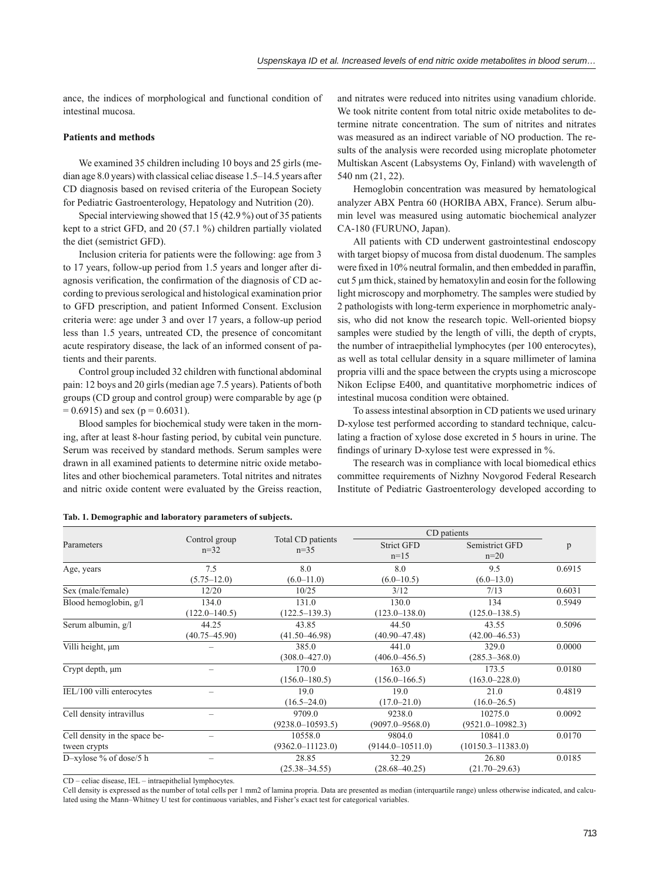ance, the indices of morphological and functional condition of intestinal mucosa.

## Patients and methods

We examined 35 children including 10 boys and 25 girls (median age 8.0 years) with classical celiac disease 1.5–14.5 years after CD diagnosis based on revised criteria of the European Society for Pediatric Gastroenterology, Hepatology and Nutrition (20).

Special interviewing showed that 15 (42.9 %) out of 35 patients kept to a strict GFD, and 20 (57.1 %) children partially violated the diet (semistrict GFD).

Inclusion criteria for patients were the following: age from 3 to 17 years, follow-up period from 1.5 years and longer after diagnosis verification, the confirmation of the diagnosis of CD according to previous serological and histological examination prior to GFD prescription, and patient Informed Consent. Exclusion criteria were: age under 3 and over 17 years, a follow-up period less than 1.5 years, untreated CD, the presence of concomitant acute respiratory disease, the lack of an informed consent of patients and their parents.

Control group included 32 children with functional abdominal pain: 12 boys and 20 girls (median age 7.5 years). Patients of both groups (CD group and control group) were comparable by age ($p = 0.6915$) and sex ($p = 0.6031$).

Blood samples for biochemical study were taken in the morning, after at least 8-hour fasting period, by cubital vein puncture. Serum was received by standard methods. Serum samples were drawn in all examined patients to determine nitric oxide metabolites and other biochemical parameters. Total nitrites and nitrates and nitric oxide content were evaluated by the Greiss reaction, and nitrates were reduced into nitrites using vanadium chloride. We took nitrite content from total nitric oxide metabolites to determine nitrate concentration. The sum of nitrites and nitrates was measured as an indirect variable of NO production. The results of the analysis were recorded using microplate photometer Multiskan Ascent (Labsystems Oy, Finland) with wavelength of 540 nm (21, 22).

Hemoglobin concentration was measured by hematological analyzer ABX Pentra 60 (HORIBA ABX, France). Serum albumin level was measured using automatic biochemical analyzer CA-180 (FURUNO, Japan).

All patients with CD underwent gastrointestinal endoscopy with target biopsy of mucosa from distal duodenum. The samples were fixed in 10% neutral formalin, and then embedded in paraffin, cut 5 μm thick, stained by hematoxylin and eosin for the following light microscopy and morphometry. The samples were studied by 2 pathologists with long-term experience in morphometric analysis, who did not know the research topic. Well-oriented biopsy samples were studied by the length of villi, the depth of crypts, the number of intraepithelial lymphocytes (per 100 enterocytes), as well as total cellular density in a square millimeter of lamina propria villi and the space between the crypts using a microscope Nikon Eclipse E400, and quantitative morphometric indices of intestinal mucosa condition were obtained.

To assess intestinal absorption in CD patients we used urinary D-xylose test performed according to standard technique, calculating a fraction of xylose dose excreted in 5 hours in urine. The findings of urinary D-xylose test were expressed in %.

The research was in compliance with local biomedical ethics committee requirements of Nizhny Novgorod Federal Research Institute of Pediatric Gastroenterology developed according to

**Tab. 1. Demographic and laboratory parameters of subjects.**

| Parameters | Control group n=32 | Total CD patients n=35 | CD patients | | p |
|---|---|---|---|---|---|
| | | | Strict GFD n=15 | Semistrict GFD n=20 | |
| Age, years | 7.5 (5.75–12.0) | 8.0 (6.0–11.0) | 8.0 (6.0–10.5) | 9.5 (6.0–13.0) | 0.6915 |
| Sex (male/female) | 12/20 | 10/25 | 3/12 | 7/13 | 0.6031 |
| Blood hemoglobin, g/l | 134.0 (122.0–140.5) | 131.0 (122.5–139.3) | 130.0 (123.0–138.0) | 134 (125.0–138.5) | 0.5949 |
| Serum albumin, g/l | 44.25 (40.75–45.90) | 43.85 (41.50–46.98) | 44.50 (40.90–47.48) | 43.55 (42.00–46.53) | 0.5096 |
| Villi height, μm | – | 385.0 (308.0–427.0) | 441.0 (406.0–456.5) | 329.0 (285.3–368.0) | 0.0000 |
| Crypt depth, μm | – | 170.0 (156.0–180.5) | 163.0 (156.0–166.5) | 173.5 (163.0–228.0) | 0.0180 |
| IEL/100 villi enterocytes | – | 19.0 (16.5–24.0) | 19.0 (17.0–21.0) | 21.0 (16.0–26.5) | 0.4819 |
| Cell density intravillus | – | 9709.0 (9238.0–10593.5) | 9238.0 (9097.0–9568.0) | 10275.0 (9521.0–10982.3) | 0.0092 |
| Cell density in the space between crypts | – | 10558.0 (9362.0–11123.0) | 9804.0 (9144.0–10511.0) | 10841.0 (10150.3–11383.0) | 0.0170 |
| D–xylose % of dose/5 h | – | 28.85 (25.38–34.55) | 32.29 (28.68–40.25) | 26.80 (21.70–29.63) | 0.0185 |

CD – celiac disease, IEL – intraepithelial lymphocytes.

Cell density is expressed as the number of total cells per 1 mm2 of lamina propria. Data are presented as median (interquartile range) unless otherwise indicated, and calculated using the Mann–Whitney U test for continuous variables, and Fisher's exact test for categorical variables.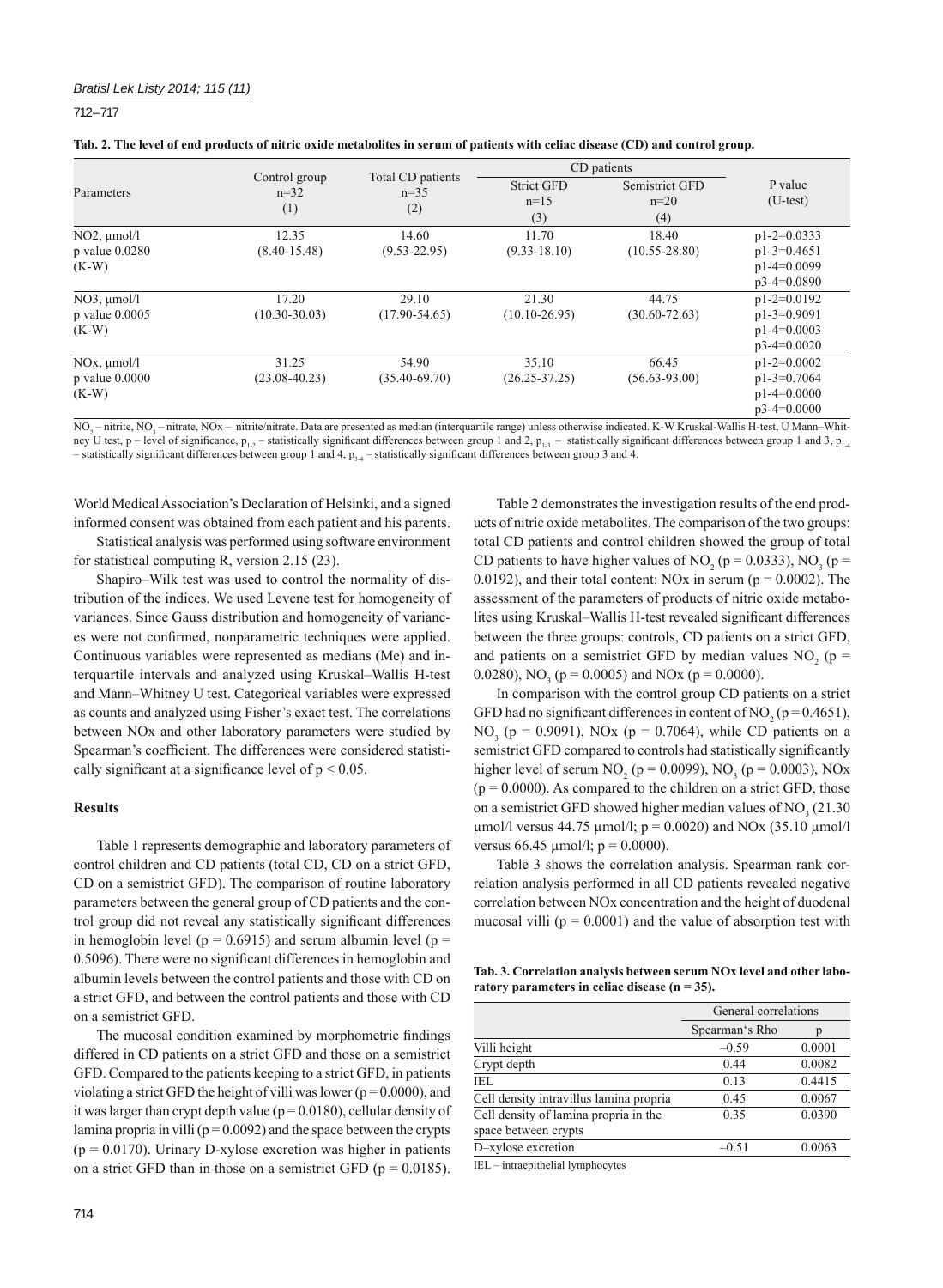**Tab. 2. The level of end products of nitric oxide metabolites in serum of patients with celiac disease (CD) and control group.**

| Parameters | Control group n=32 (1) | Total CD patients n=35 (2) | CD patients Strict GFD n=15 (3) | CD patients Semistrict GFD n=20 (4) | P value (U-test) |
|---|---|---|---|---|---|
| NO2, µmol/l p value 0.0280 (K-W) | 12.35 (8.40-15.48) | 14.60 (9.53-22.95) | 11.70 (9.33-18.10) | 18.40 (10.55-28.80) | p1-2=0.0333 p1-3=0.4651 p1-4=0.0099 p3-4=0.0890 |
| NO3, µmol/l p value 0.0005 (K-W) | 17.20 (10.30-30.03) | 29.10 (17.90-54.65) | 21.30 (10.10-26.95) | 44.75 (30.60-72.63) | p1-2=0.0192 p1-3=0.9091 p1-4=0.0003 p3-4=0.0020 |
| NOx, µmol/l p value 0.0000 (K-W) | 31.25 (23.08-40.23) | 54.90 (35.40-69.70) | 35.10 (26.25-37.25) | 66.45 (56.63-93.00) | p1-2=0.0002 p1-3=0.7064 p1-4=0.0000 p3-4=0.0000 |

$NO_2$ – nitrite, $NO_3$ – nitrate, NOx – nitrite/nitrate. Data are presented as median (interquartile range) unless otherwise indicated. K-W Kruskal-Wallis H-test, U Mann–Whitney U test, p – level of significance, $p_{1-2}$ – statistically significant differences between group 1 and 2, $p_{1-3}$ – statistically significant differences between group 1 and 3, $p_{1-4}$ – statistically significant differences between group 1 and 4, $p_{3-4}$ – statistically significant differences between group 3 and 4.

World Medical Association's Declaration of Helsinki, and a signed informed consent was obtained from each patient and his parents.

Statistical analysis was performed using software environment for statistical computing R, version 2.15 (23).

Shapiro–Wilk test was used to control the normality of distribution of the indices. We used Levene test for homogeneity of variances. Since Gauss distribution and homogeneity of variances were not confirmed, nonparametric techniques were applied. Continuous variables were represented as medians (Me) and interquartile intervals and analyzed using Kruskal–Wallis H-test and Mann–Whitney U test. Categorical variables were expressed as counts and analyzed using Fisher's exact test. The correlations between NOx and other laboratory parameters were studied by Spearman's coefficient. The differences were considered statistically significant at a significance level of $p < 0.05$.

## Results

Table 1 represents demographic and laboratory parameters of control children and CD patients (total CD, CD on a strict GFD, CD on a semistrict GFD). The comparison of routine laboratory parameters between the general group of CD patients and the control group did not reveal any statistically significant differences in hemoglobin level ($p = 0.6915$) and serum albumin level ($p = 0.5096$). There were no significant differences in hemoglobin and albumin levels between the control patients and those with CD on a strict GFD, and between the control patients and those with CD on a semistrict GFD.

The mucosal condition examined by morphometric findings differed in CD patients on a strict GFD and those on a semistrict GFD. Compared to the patients keeping to a strict GFD, in patients violating a strict GFD the height of villi was lower ($p = 0.0000$), and it was larger than crypt depth value ($p = 0.0180$), cellular density of lamina propria in villi ($p = 0.0092$) and the space between the crypts ($p = 0.0170$). Urinary D-xylose excretion was higher in patients on a strict GFD than in those on a semistrict GFD ($p = 0.0185$).

Table 2 demonstrates the investigation results of the end products of nitric oxide metabolites. The comparison of the two groups: total CD patients and control children showed the group of total CD patients to have higher values of $NO_2$ ($p = 0.0333$), $NO_3$ ($p = 0.0192$), and their total content: NOx in serum ($p = 0.0002$). The assessment of the parameters of products of nitric oxide metabolites using Kruskal–Wallis H-test revealed significant differences between the three groups: controls, CD patients on a strict GFD, and patients on a semistrict GFD by median values $NO_2$ ($p = 0.0280$), $NO_3$ ($p = 0.0005$) and NOx ($p = 0.0000$).

In comparison with the control group CD patients on a strict GFD had no significant differences in content of $NO_2$ ($p = 0.4651$), $NO_3$ ($p = 0.9091$), NOx ($p = 0.7064$), while CD patients on a semistrict GFD compared to controls had statistically significantly higher level of serum $NO_2$ ($p = 0.0099$), $NO_3$ ($p = 0.0003$), NOx ($p = 0.0000$). As compared to the children on a strict GFD, those on a semistrict GFD showed higher median values of $NO_3$ (21.30 µmol/l versus 44.75 µmol/l; $p = 0.0020$) and NOx (35.10 µmol/l versus 66.45 µmol/l; $p = 0.0000$).

Table 3 shows the correlation analysis. Spearman rank correlation analysis performed in all CD patients revealed negative correlation between NOx concentration and the height of duodenal mucosal villi ($p = 0.0001$) and the value of absorption test with

**Tab. 3. Correlation analysis between serum NOx level and other laboratory parameters in celiac disease (n = 35).**

| | General correlations | |
|---|---|---|
| | Spearman's Rho | p |
| Villi height | –0.59 | 0.0001 |
| Crypt depth | 0.44 | 0.0082 |
| IEL | 0.13 | 0.4415 |
| Cell density intravillus lamina propria | 0.45 | 0.0067 |
| Cell density of lamina propria in the space between crypts | 0.35 | 0.0390 |
| D–xylose excretion | –0.51 | 0.0063 |

IEL – intraepithelial lymphocytes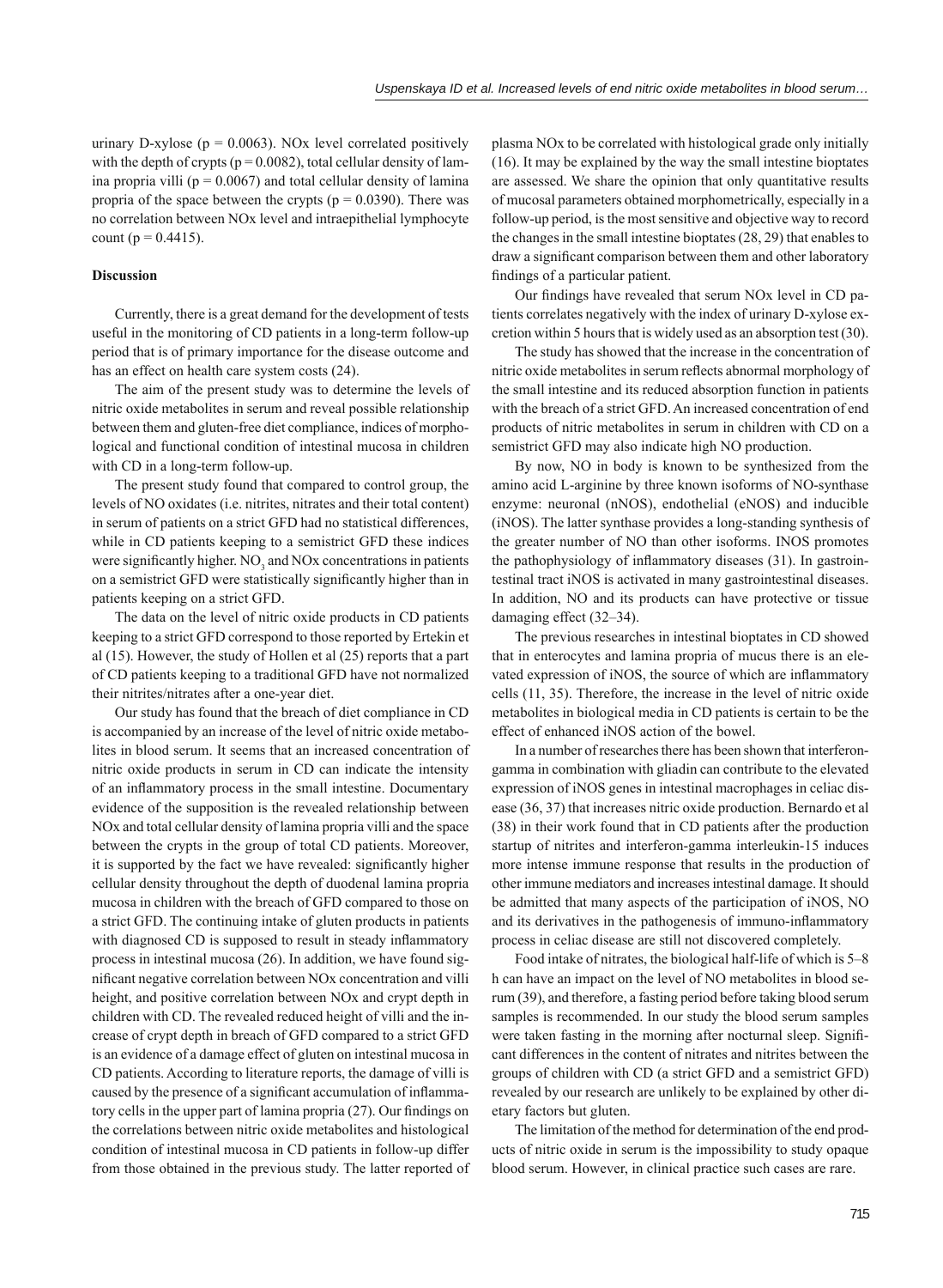urinary D-xylose ($p = 0.0063$). NOx level correlated positively with the depth of crypts ($p = 0.0082$), total cellular density of lamina propria villi ($p = 0.0067$) and total cellular density of lamina propria of the space between the crypts ($p = 0.0390$). There was no correlation between NOx level and intraepithelial lymphocyte count ($p = 0.4415$).

## Discussion

Currently, there is a great demand for the development of tests useful in the monitoring of CD patients in a long-term follow-up period that is of primary importance for the disease outcome and has an effect on health care system costs (24).

The aim of the present study was to determine the levels of nitric oxide metabolites in serum and reveal possible relationship between them and gluten-free diet compliance, indices of morphological and functional condition of intestinal mucosa in children with CD in a long-term follow-up.

The present study found that compared to control group, the levels of NO oxidates (i.e. nitrites, nitrates and their total content) in serum of patients on a strict GFD had no statistical differences, while in CD patients keeping to a semistrict GFD these indices were significantly higher. $NO_3$ and NOx concentrations in patients on a semistrict GFD were statistically significantly higher than in patients keeping on a strict GFD.

The data on the level of nitric oxide products in CD patients keeping to a strict GFD correspond to those reported by Ertekin et al (15). However, the study of Hollen et al (25) reports that a part of CD patients keeping to a traditional GFD have not normalized their nitrites/nitrates after a one-year diet.

Our study has found that the breach of diet compliance in CD is accompanied by an increase of the level of nitric oxide metabolites in blood serum. It seems that an increased concentration of nitric oxide products in serum in CD can indicate the intensity of an inflammatory process in the small intestine. Documentary evidence of the supposition is the revealed relationship between NOx and total cellular density of lamina propria villi and the space between the crypts in the group of total CD patients. Moreover, it is supported by the fact we have revealed: significantly higher cellular density throughout the depth of duodenal lamina propria mucosa in children with the breach of GFD compared to those on a strict GFD. The continuing intake of gluten products in patients with diagnosed CD is supposed to result in steady inflammatory process in intestinal mucosa (26). In addition, we have found significant negative correlation between NOx concentration and villi height, and positive correlation between NOx and crypt depth in children with CD. The revealed reduced height of villi and the increase of crypt depth in breach of GFD compared to a strict GFD is an evidence of a damage effect of gluten on intestinal mucosa in CD patients. According to literature reports, the damage of villi is caused by the presence of a significant accumulation of inflammatory cells in the upper part of lamina propria (27). Our findings on the correlations between nitric oxide metabolites and histological condition of intestinal mucosa in CD patients in follow-up differ from those obtained in the previous study. The latter reported of plasma NOx to be correlated with histological grade only initially (16). It may be explained by the way the small intestine bioptates are assessed. We share the opinion that only quantitative results of mucosal parameters obtained morphometrically, especially in a follow-up period, is the most sensitive and objective way to record the changes in the small intestine bioptates (28, 29) that enables to draw a significant comparison between them and other laboratory findings of a particular patient.

Our findings have revealed that serum NOx level in CD patients correlates negatively with the index of urinary D-xylose excretion within 5 hours that is widely used as an absorption test (30).

The study has showed that the increase in the concentration of nitric oxide metabolites in serum reflects abnormal morphology of the small intestine and its reduced absorption function in patients with the breach of a strict GFD. An increased concentration of end products of nitric metabolites in serum in children with CD on a semistrict GFD may also indicate high NO production.

By now, NO in body is known to be synthesized from the amino acid L-arginine by three known isoforms of NO-synthase enzyme: neuronal (nNOS), endothelial (eNOS) and inducible (iNOS). The latter synthase provides a long-standing synthesis of the greater number of NO than other isoforms. INOS promotes the pathophysiology of inflammatory diseases (31). In gastrointestinal tract iNOS is activated in many gastrointestinal diseases. In addition, NO and its products can have protective or tissue damaging effect (32–34).

The previous researches in intestinal bioptates in CD showed that in enterocytes and lamina propria of mucus there is an elevated expression of iNOS, the source of which are inflammatory cells (11, 35). Therefore, the increase in the level of nitric oxide metabolites in biological media in CD patients is certain to be the effect of enhanced iNOS action of the bowel.

In a number of researches there has been shown that interferon-gamma in combination with gliadin can contribute to the elevated expression of iNOS genes in intestinal macrophages in celiac disease (36, 37) that increases nitric oxide production. Bernardo et al (38) in their work found that in CD patients after the production startup of nitrites and interferon-gamma interleukin-15 induces more intense immune response that results in the production of other immune mediators and increases intestinal damage. It should be admitted that many aspects of the participation of iNOS, NO and its derivatives in the pathogenesis of immuno-inflammatory process in celiac disease are still not discovered completely.

Food intake of nitrates, the biological half-life of which is 5–8 h can have an impact on the level of NO metabolites in blood serum (39), and therefore, a fasting period before taking blood serum samples is recommended. In our study the blood serum samples were taken fasting in the morning after nocturnal sleep. Significant differences in the content of nitrates and nitrites between the groups of children with CD (a strict GFD and a semistrict GFD) revealed by our research are unlikely to be explained by other dietary factors but gluten.

The limitation of the method for determination of the end products of nitric oxide in serum is the impossibility to study opaque blood serum. However, in clinical practice such cases are rare.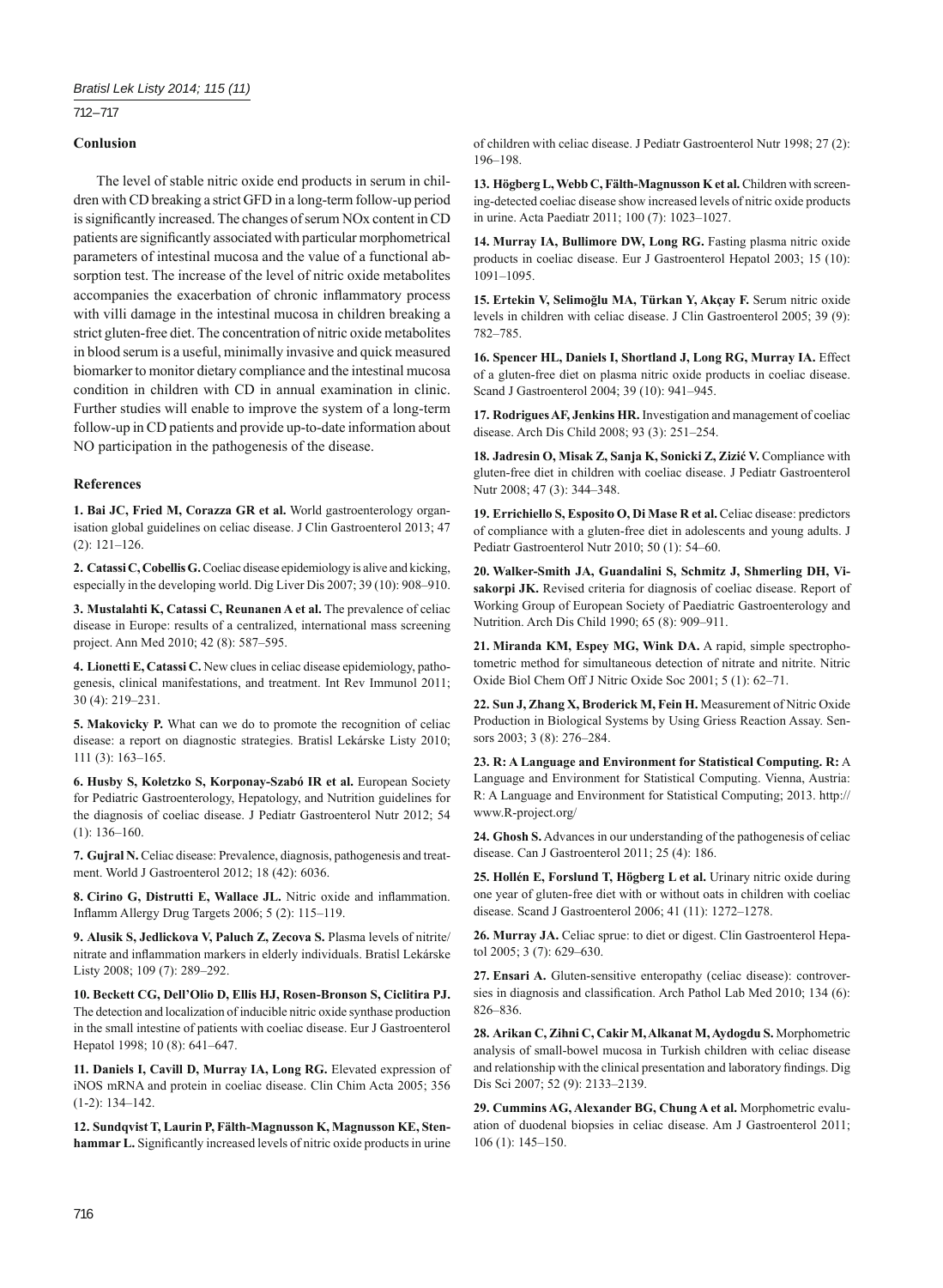## Conlusion

The level of stable nitric oxide end products in serum in children with CD breaking a strict GFD in a long-term follow-up period is significantly increased. The changes of serum NOx content in CD patients are significantly associated with particular morphometrical parameters of intestinal mucosa and the value of a functional absorption test. The increase of the level of nitric oxide metabolites accompanies the exacerbation of chronic inflammatory process with villi damage in the intestinal mucosa in children breaking a strict gluten-free diet. The concentration of nitric oxide metabolites in blood serum is a useful, minimally invasive and quick measured biomarker to monitor dietary compliance and the intestinal mucosa condition in children with CD in annual examination in clinic. Further studies will enable to improve the system of a long-term follow-up in CD patients and provide up-to-date information about NO participation in the pathogenesis of the disease.

## References

**1. Bai JC, Fried M, Corazza GR et al.** World gastroenterology organisation global guidelines on celiac disease. J Clin Gastroenterol 2013; 47 (2): 121–126.

**2. Catassi C, Cobellis G.** Coeliac disease epidemiology is alive and kicking, especially in the developing world. Dig Liver Dis 2007; 39 (10): 908–910.

**3. Mustalahti K, Catassi C, Reunanen A et al.** The prevalence of celiac disease in Europe: results of a centralized, international mass screening project. Ann Med 2010; 42 (8): 587–595.

**4. Lionetti E, Catassi C.** New clues in celiac disease epidemiology, pathogenesis, clinical manifestations, and treatment. Int Rev Immunol 2011; 30 (4): 219–231.

**5. Makovicky P.** What can we do to promote the recognition of celiac disease: a report on diagnostic strategies. Bratisl Lekárske Listy 2010; 111 (3): 163–165.

**6. Husby S, Koletzko S, Korponay-Szabó IR et al.** European Society for Pediatric Gastroenterology, Hepatology, and Nutrition guidelines for the diagnosis of coeliac disease. J Pediatr Gastroenterol Nutr 2012; 54 (1): 136–160.

**7. Gujral N.** Celiac disease: Prevalence, diagnosis, pathogenesis and treatment. World J Gastroenterol 2012; 18 (42): 6036.

**8. Cirino G, Distrutti E, Wallace JL.** Nitric oxide and inflammation. Inflamm Allergy Drug Targets 2006; 5 (2): 115–119.

**9. Alusik S, Jedlickova V, Paluch Z, Zecova S.** Plasma levels of nitrite/nitrate and inflammation markers in elderly individuals. Bratisl Lekárske Listy 2008; 109 (7): 289–292.

**10. Beckett CG, Dell'Olio D, Ellis HJ, Rosen-Bronson S, Ciclitira PJ.** The detection and localization of inducible nitric oxide synthase production in the small intestine of patients with coeliac disease. Eur J Gastroenterol Hepatol 1998; 10 (8): 641–647.

**11. Daniels I, Cavill D, Murray IA, Long RG.** Elevated expression of iNOS mRNA and protein in coeliac disease. Clin Chim Acta 2005; 356 (1-2): 134–142.

**12. Sundqvist T, Laurin P, Fälth-Magnusson K, Magnusson KE, Stenhammar L.** Significantly increased levels of nitric oxide products in urine of children with celiac disease. J Pediatr Gastroenterol Nutr 1998; 27 (2): 196–198.

**13. Högberg L, Webb C, Fälth-Magnusson K et al.** Children with screening-detected coeliac disease show increased levels of nitric oxide products in urine. Acta Paediatr 2011; 100 (7): 1023–1027.

**14. Murray IA, Bullimore DW, Long RG.** Fasting plasma nitric oxide products in coeliac disease. Eur J Gastroenterol Hepatol 2003; 15 (10): 1091–1095.

**15. Ertekin V, Selimoğlu MA, Türkan Y, Akçay F.** Serum nitric oxide levels in children with celiac disease. J Clin Gastroenterol 2005; 39 (9): 782–785.

**16. Spencer HL, Daniels I, Shortland J, Long RG, Murray IA.** Effect of a gluten-free diet on plasma nitric oxide products in coeliac disease. Scand J Gastroenterol 2004; 39 (10): 941–945.

**17. Rodrigues AF, Jenkins HR.** Investigation and management of coeliac disease. Arch Dis Child 2008; 93 (3): 251–254.

**18. Jadresin O, Misak Z, Sanja K, Sonicki Z, Zizić V.** Compliance with gluten-free diet in children with coeliac disease. J Pediatr Gastroenterol Nutr 2008; 47 (3): 344–348.

**19. Errichiello S, Esposito O, Di Mase R et al.** Celiac disease: predictors of compliance with a gluten-free diet in adolescents and young adults. J Pediatr Gastroenterol Nutr 2010; 50 (1): 54–60.

**20. Walker-Smith JA, Guandalini S, Schmitz J, Shmerling DH, Visakorpi JK.** Revised criteria for diagnosis of coeliac disease. Report of Working Group of European Society of Paediatric Gastroenterology and Nutrition. Arch Dis Child 1990; 65 (8): 909–911.

**21. Miranda KM, Espey MG, Wink DA.** A rapid, simple spectrophotometric method for simultaneous detection of nitrate and nitrite. Nitric Oxide Biol Chem Off J Nitric Oxide Soc 2001; 5 (1): 62–71.

**22. Sun J, Zhang X, Broderick M, Fein H.** Measurement of Nitric Oxide Production in Biological Systems by Using Griess Reaction Assay. Sensors 2003; 3 (8): 276–284.

**23. R: A Language and Environment for Statistical Computing. R:** A Language and Environment for Statistical Computing. Vienna, Austria: R: A Language and Environment for Statistical Computing; 2013. http://www.R-project.org/

**24. Ghosh S.** Advances in our understanding of the pathogenesis of celiac disease. Can J Gastroenterol 2011; 25 (4): 186.

**25. Hollén E, Forslund T, Högberg L et al.** Urinary nitric oxide during one year of gluten-free diet with or without oats in children with coeliac disease. Scand J Gastroenterol 2006; 41 (11): 1272–1278.

**26. Murray JA.** Celiac sprue: to diet or digest. Clin Gastroenterol Hepatol 2005; 3 (7): 629–630.

**27. Ensari A.** Gluten-sensitive enteropathy (celiac disease): controversies in diagnosis and classification. Arch Pathol Lab Med 2010; 134 (6): 826–836.

**28. Arikan C, Zihni C, Cakir M, Alkanat M, Aydogdu S.** Morphometric analysis of small-bowel mucosa in Turkish children with celiac disease and relationship with the clinical presentation and laboratory findings. Dig Dis Sci 2007; 52 (9): 2133–2139.

**29. Cummins AG, Alexander BG, Chung A et al.** Morphometric evaluation of duodenal biopsies in celiac disease. Am J Gastroenterol 2011; 106 (1): 145–150.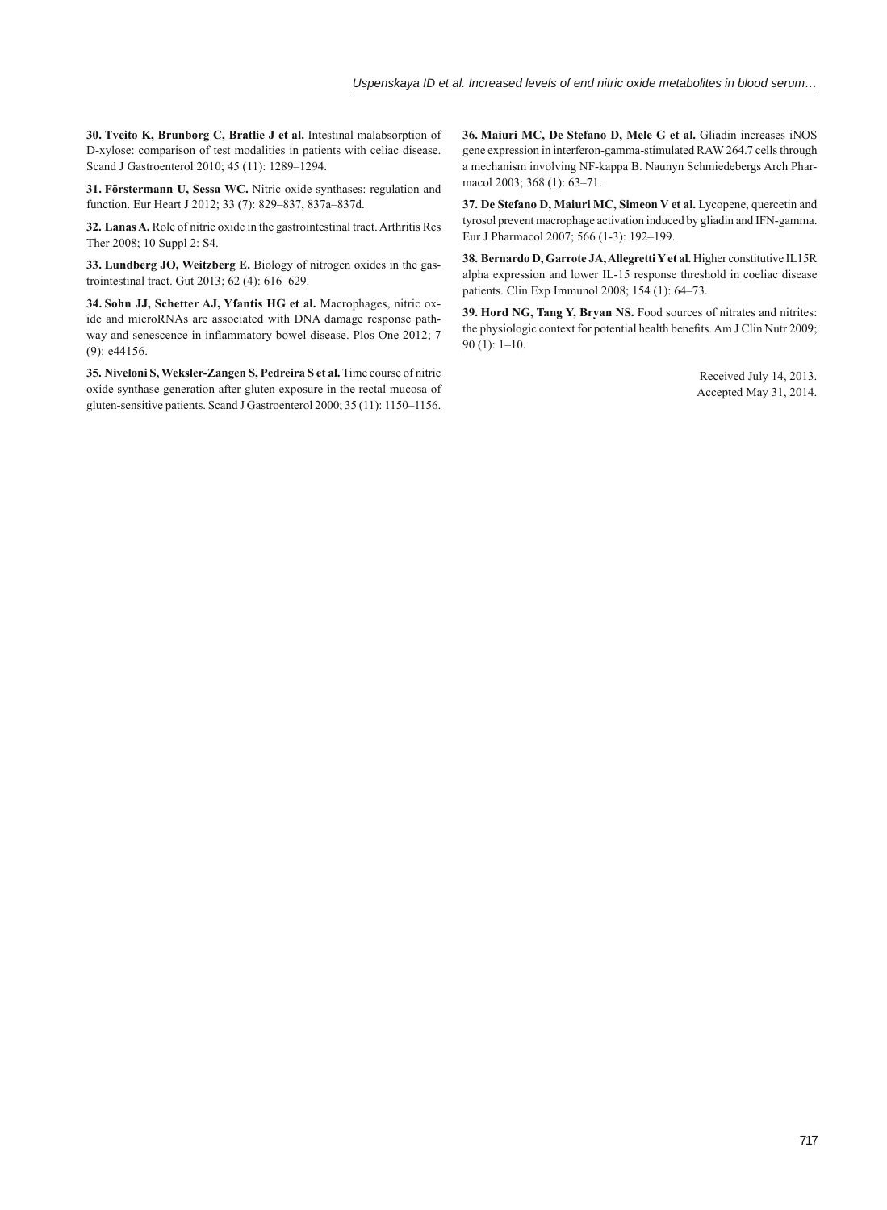**30. Tveito K, Brunborg C, Bratlie J et al.** Intestinal malabsorption of D-xylose: comparison of test modalities in patients with celiac disease. Scand J Gastroenterol 2010; 45 (11): 1289–1294.

**31. Förstermann U, Sessa WC.** Nitric oxide synthases: regulation and function. Eur Heart J 2012; 33 (7): 829–837, 837a–837d.

**32. Lanas A.** Role of nitric oxide in the gastrointestinal tract. Arthritis Res Ther 2008; 10 Suppl 2: S4.

**33. Lundberg JO, Weitzberg E.** Biology of nitrogen oxides in the gastrointestinal tract. Gut 2013; 62 (4): 616–629.

**34. Sohn JJ, Schetter AJ, Yfantis HG et al.** Macrophages, nitric oxide and microRNAs are associated with DNA damage response pathway and senescence in inflammatory bowel disease. Plos One 2012; 7 (9): e44156.

**35. Niveloni S, Weksler-Zangen S, Pedreira S et al.** Time course of nitric oxide synthase generation after gluten exposure in the rectal mucosa of gluten-sensitive patients. Scand J Gastroenterol 2000; 35 (11): 1150–1156.

**36. Maiuri MC, De Stefano D, Mele G et al.** Gliadin increases iNOS gene expression in interferon-gamma-stimulated RAW 264.7 cells through a mechanism involving NF-kappa B. Naunyn Schmiedebergs Arch Pharmacol 2003; 368 (1): 63–71.

**37. De Stefano D, Maiuri MC, Simeon V et al.** Lycopene, quercetin and tyrosol prevent macrophage activation induced by gliadin and IFN-gamma. Eur J Pharmacol 2007; 566 (1-3): 192–199.

**38. Bernardo D, Garrote JA, Allegretti Y et al.** Higher constitutive IL15R alpha expression and lower IL-15 response threshold in coeliac disease patients. Clin Exp Immunol 2008; 154 (1): 64–73.

**39. Hord NG, Tang Y, Bryan NS.** Food sources of nitrates and nitrites: the physiologic context for potential health benefits. Am J Clin Nutr 2009; 90 (1): 1–10.

Received July 14, 2013.
Accepted May 31, 2014.